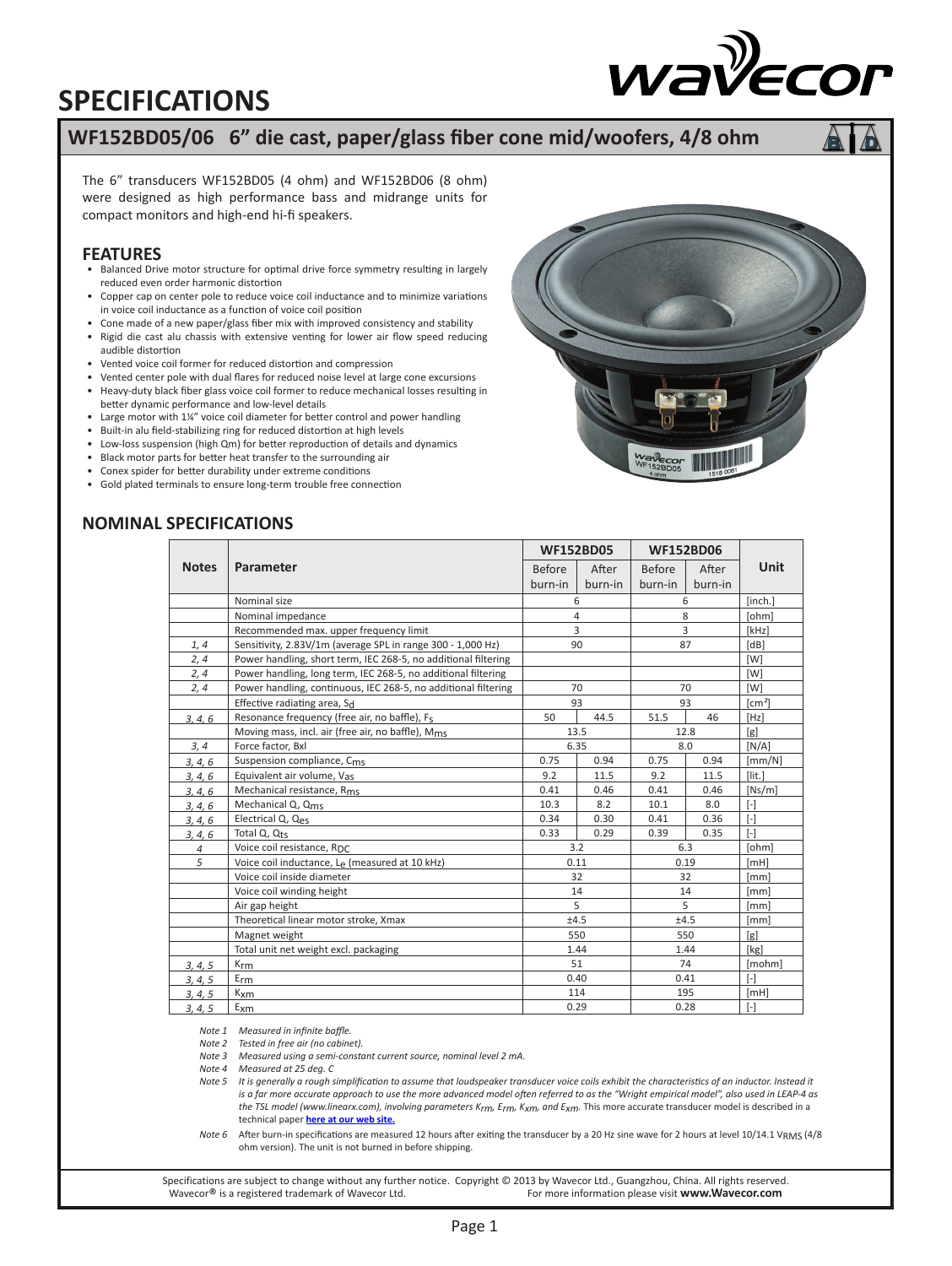# SPECIFICATIONS

## WF152BD05/06 6" die cast, paper/glass fiber cone mid/woofers, 4/8 ohm

The 6" transducers WF152BD05 (4 ohm) and WF152BD06 (8 ohm) were designed as high performance bass and midrange units for compact monitors and high-end hi-fi speakers.

### FEATURES

- Balanced Drive motor structure for optimal drive force symmetry resulting in largely reduced even order harmonic distortion
- Copper cap on center pole to reduce voice coil inductance and to minimize variations in voice coil inductance as a function of voice coil position
- Cone made of a new paper/glass fiber mix with improved consistency and stability
- Rigid die cast alu chassis with extensive venting for lower air flow speed reducing audible distortion
- Vented voice coil former for reduced distortion and compression
- Vented center pole with dual flares for reduced noise level at large cone excursions
- Heavy-duty black fiber glass voice coil former to reduce mechanical losses resulting in better dynamic performance and low-level details
- Large motor with 1¼" voice coil diameter for better control and power handling
- Built-in alu field-stabilizing ring for reduced distortion at high levels
- Low-loss suspension (high Qm) for better reproduction of details and dynamics
- Black motor parts for better heat transfer to the surrounding air
- Conex spider for better durability under extreme conditions
- Gold plated terminals to ensure long-term trouble free connection

### NOMINAL SPECIFICATIONS

| Notes | Parameter | WF152BD05 | | WF152BD06 | | Unit |
|---|---|---|---|---|---|---|
| | | Before burn-in | After burn-in | Before burn-in | After burn-in | |
| | Nominal size | 6 | | 6 | | [inch.] |
| | Nominal impedance | 4 | | 8 | | [ohm] |
| | Recommended max. upper frequency limit | 3 | | 3 | | [kHz] |
| 1, 4 | Sensitivity, 2.83V/1m (average SPL in range 300 - 1,000 Hz) | 90 | | 87 | | [dB] |
| 2, 4 | Power handling, short term, IEC 268-5, no additional filtering | | | | | [W] |
| 2, 4 | Power handling, long term, IEC 268-5, no additional filtering | | | | | [W] |
| 2, 4 | Power handling, continuous, IEC 268-5, no additional filtering | 70 | | 70 | | [W] |
| | Effective radiating area, $S_d$ | 93 | | 93 | | [cm²] |
| 3, 4, 6 | Resonance frequency (free air, no baffle), $F_s$ | 50 | 44.5 | 51.5 | 46 | [Hz] |
| | Moving mass, incl. air (free air, no baffle), $M_{ms}$ | 13.5 | | 12.8 | | [g] |
| 3, 4 | Force factor, Bxl | 6.35 | | 8.0 | | [N/A] |
| 3, 4, 6 | Suspension compliance, $C_{ms}$ | 0.75 | 0.94 | 0.75 | 0.94 | [mm/N] |
| 3, 4, 6 | Equivalent air volume, $V_{as}$ | 9.2 | 11.5 | 9.2 | 11.5 | [lit.] |
| 3, 4, 6 | Mechanical resistance, $R_{ms}$ | 0.41 | 0.46 | 0.41 | 0.46 | [Ns/m] |
| 3, 4, 6 | Mechanical Q, $Q_{ms}$ | 10.3 | 8.2 | 10.1 | 8.0 | [-] |
| 3, 4, 6 | Electrical Q, $Q_{es}$ | 0.34 | 0.30 | 0.41 | 0.36 | [-] |
| 3, 4, 6 | Total Q, $Q_{ts}$ | 0.33 | 0.29 | 0.39 | 0.35 | [-] |
| 4 | Voice coil resistance, $R_{DC}$ | 3.2 | | 6.3 | | [ohm] |
| 5 | Voice coil inductance, $L_e$ (measured at 10 kHz) | 0.11 | | 0.19 | | [mH] |
| | Voice coil inside diameter | 32 | | 32 | | [mm] |
| | Voice coil winding height | 14 | | 14 | | [mm] |
| | Air gap height | 5 | | 5 | | [mm] |
| | Theoretical linear motor stroke, Xmax | ±4.5 | | ±4.5 | | [mm] |
| | Magnet weight | 550 | | 550 | | [g] |
| | Total unit net weight excl. packaging | 1.44 | | 1.44 | | [kg] |
| 3, 4, 5 | $K_{rm}$ | 51 | | 74 | | [mohm] |
| 3, 4, 5 | $E_{rm}$ | 0.40 | | 0.41 | | [-] |
| 3, 4, 5 | $K_{xm}$ | 114 | | 195 | | [mH] |
| 3, 4, 5 | $E_{xm}$ | 0.29 | | 0.28 | | [-] |

*Note 1 Measured in infinite baffle.*

*Note 2 Tested in free air (no cabinet).*

*Note 3 Measured using a semi-constant current source, nominal level 2 mA.*

*Note 4 Measured at 25 deg. C*

*Note 5 It is generally a rough simplification to assume that loudspeaker transducer voice coils exhibit the characteristics of an inductor. Instead it is a far more accurate approach to use the more advanced model often referred to as the "Wright empirical model", also used in LEAP-4 as the TSL model (www.linearx.com), involving parameters $K_{rm}$, $E_{rm}$, $K_{xm}$, and $E_{xm}$.* This more accurate transducer model is described in a technical paper **here at our web site.**

*Note 6* After burn-in specifications are measured 12 hours after exiting the transducer by a 20 Hz sine wave for 2 hours at level 10/14.1 $V_{RMS}$ (4/8 ohm version). The unit is not burned in before shipping.

Specifications are subject to change without any further notice. Copyright © 2013 by Wavecor Ltd., Guangzhou, China. All rights reserved. Wavecor® is a registered trademark of Wavecor Ltd. For more information please visit **www.Wavecor.com**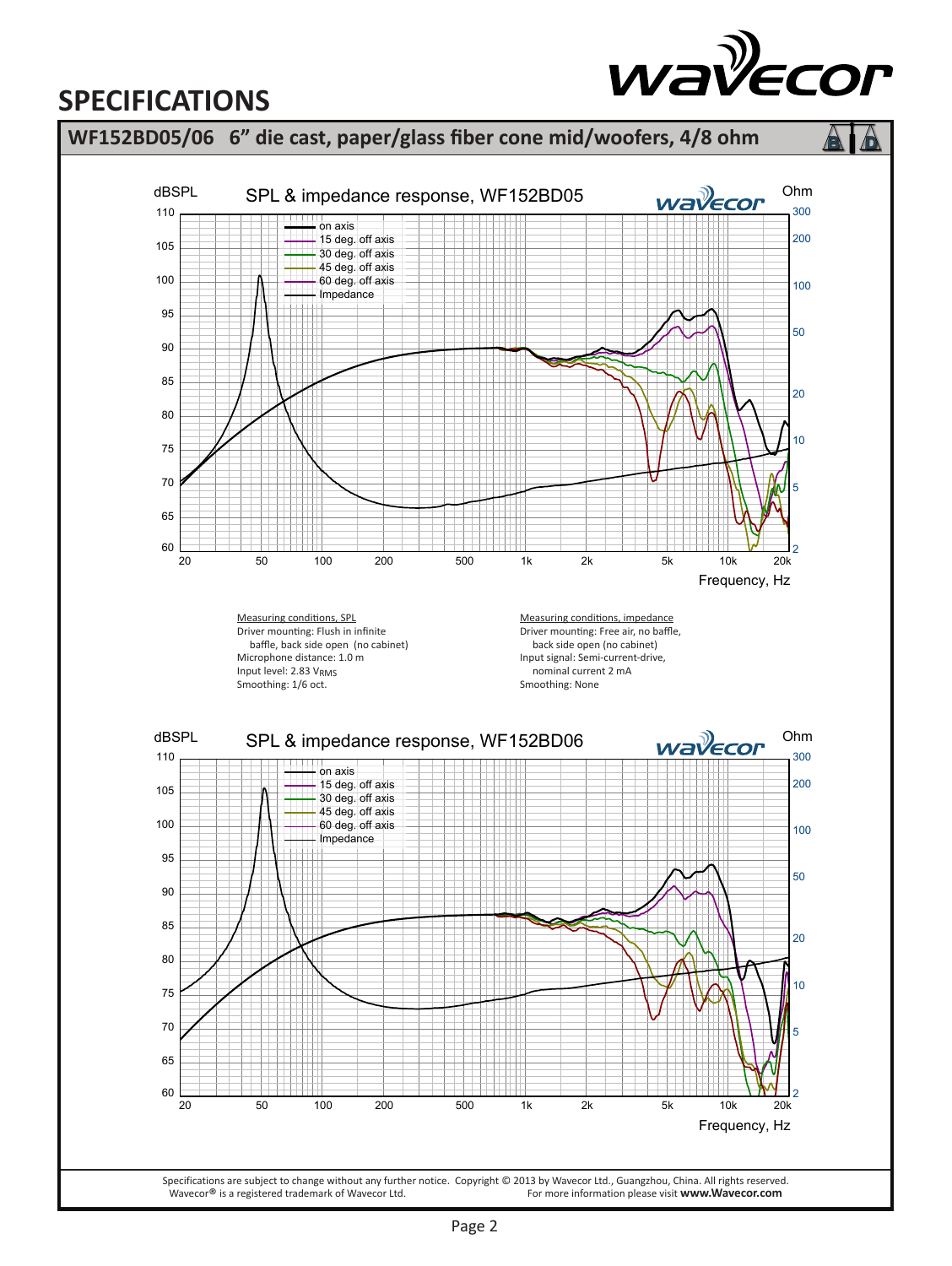# SPECIFICATIONS

## WF152BD05/06 6" die cast, paper/glass fiber cone mid/woofers, 4/8 ohm

**SPL & impedance response, WF152BD05**

Measuring conditions, SPL
Driver mounting: Flush in infinite baffle, back side open (no cabinet)
Microphone distance: 1.0 m
Input level: 2.83 $V_{RMS}$
Smoothing: 1/6 oct.

Measuring conditions, impedance
Driver mounting: Free air, no baffle, back side open (no cabinet)
Input signal: Semi-current-drive, nominal current 2 mA
Smoothing: None

**SPL & impedance response, WF152BD06**

Specifications are subject to change without any further notice. Copyright © 2013 by Wavecor Ltd., Guangzhou, China. All rights reserved.
Wavecor® is a registered trademark of Wavecor Ltd. For more information please visit **www.Wavecor.com**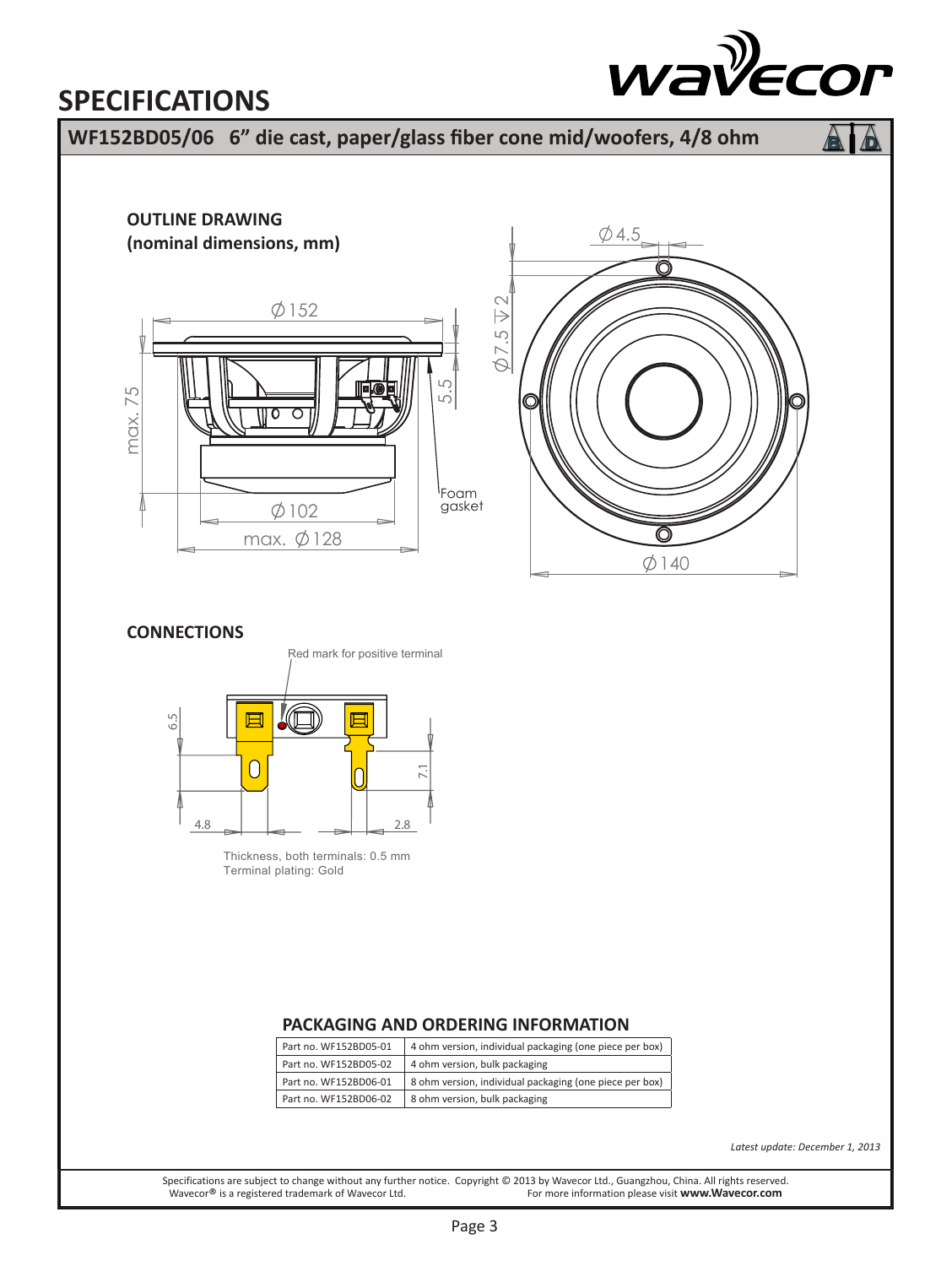# SPECIFICATIONS

## WF152BD05/06 6” die cast, paper/glass fiber cone mid/woofers, 4/8 ohm

### OUTLINE DRAWING
**(nominal dimensions, mm)**

Ø152
max. 75
5.5
Ø7.5 ⊽2
Ø4.5
Foam gasket
Ø102
max. Ø128
Ø140

### CONNECTIONS

Red mark for positive terminal

6.5
7.1
4.8
2.8

Thickness, both terminals: 0.5 mm
Terminal plating: Gold

### PACKAGING AND ORDERING INFORMATION

| | |
|---|---|
| Part no. WF152BD05-01 | 4 ohm version, individual packaging (one piece per box) |
| Part no. WF152BD05-02 | 4 ohm version, bulk packaging |
| Part no. WF152BD06-01 | 8 ohm version, individual packaging (one piece per box) |
| Part no. WF152BD06-02 | 8 ohm version, bulk packaging |

*Latest update: December 1, 2013*

Specifications are subject to change without any further notice. Copyright © 2013 by Wavecor Ltd., Guangzhou, China. All rights reserved.
Wavecor® is a registered trademark of Wavecor Ltd. For more information please visit **www.Wavecor.com**